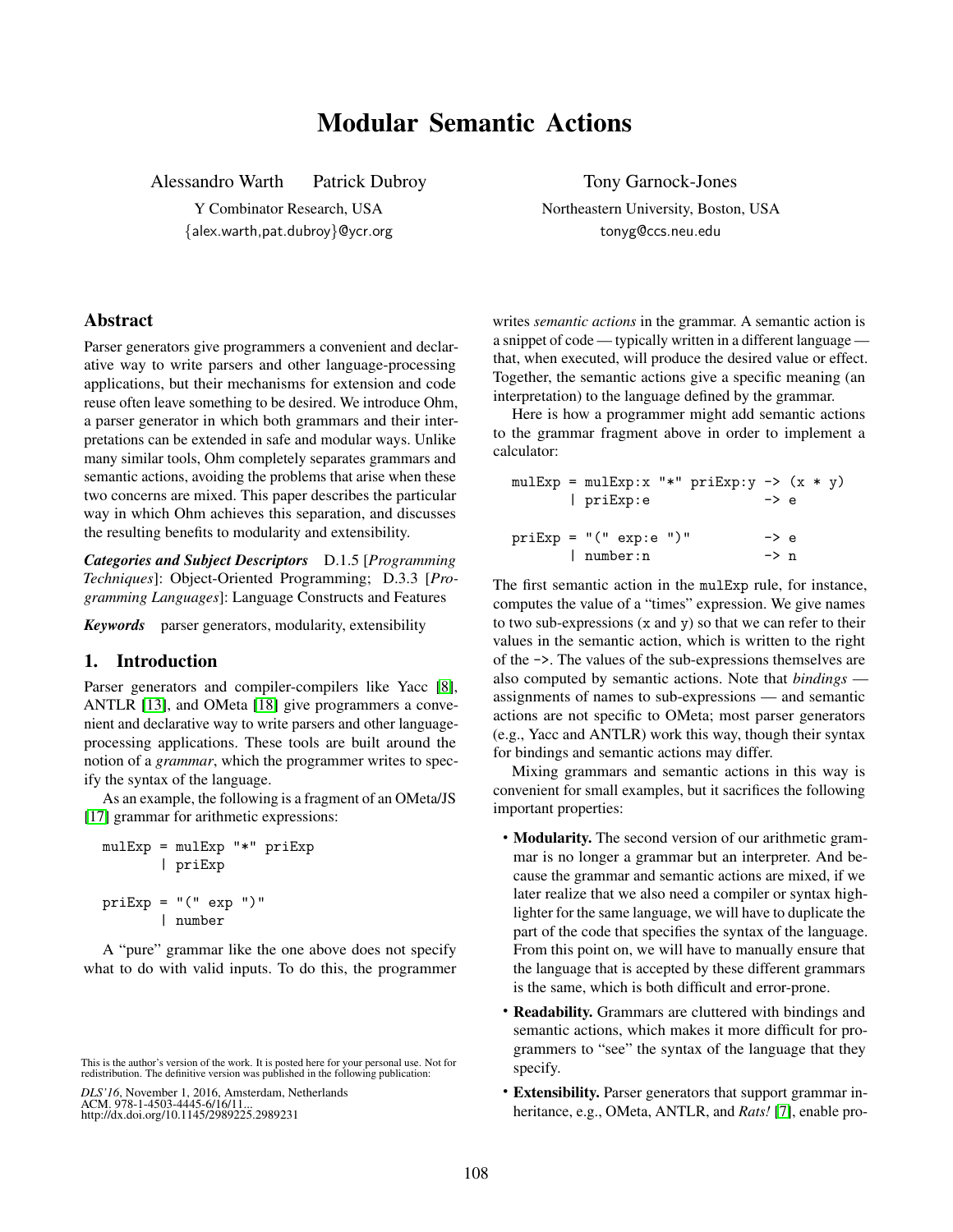# Modular Semantic Actions

Alessandro Warth  Patrick Dubroy
Y Combinator Research, USA
{alex.warth,pat.dubroy}@ycr.org

Tony Garnock-Jones
Northeastern University, Boston, USA
tonyg@ccs.neu.edu

## Abstract

Parser generators give programmers a convenient and declarative way to write parsers and other language-processing applications, but their mechanisms for extension and code reuse often leave something to be desired. We introduce Ohm, a parser generator in which both grammars and their interpretations can be extended in safe and modular ways. Unlike many similar tools, Ohm completely separates grammars and semantic actions, avoiding the problems that arise when these two concerns are mixed. This paper describes the particular way in which Ohm achieves this separation, and discusses the resulting benefits to modularity and extensibility.

***Categories and Subject Descriptors*** D.1.5 [*Programming Techniques*]: Object-Oriented Programming; D.3.3 [*Programming Languages*]: Language Constructs and Features

***Keywords*** parser generators, modularity, extensibility

## 1. Introduction

Parser generators and compiler-compilers like Yacc [8], ANTLR [13], and OMeta [18] give programmers a convenient and declarative way to write parsers and other language-processing applications. These tools are built around the notion of a *grammar*, which the programmer writes to specify the syntax of the language.

As an example, the following is a fragment of an OMeta/JS [17] grammar for arithmetic expressions:

```
mulExp = mulExp "*" priExp
       | priExp

priExp = "(" exp ")"
       | number
```

A "pure" grammar like the one above does not specify what to do with valid inputs. To do this, the programmer writes *semantic actions* in the grammar. A semantic action is a snippet of code — typically written in a different language — that, when executed, will produce the desired value or effect. Together, the semantic actions give a specific meaning (an interpretation) to the language defined by the grammar.

Here is how a programmer might add semantic actions to the grammar fragment above in order to implement a calculator:

```
mulExp = mulExp:x "*" priExp:y -> (x * y)
       | priExp:e              -> e

priExp = "(" exp:e ")"         -> e
       | number:n              -> n
```

The first semantic action in the mulExp rule, for instance, computes the value of a "times" expression. We give names to two sub-expressions (x and y) so that we can refer to their values in the semantic action, which is written to the right of the ->. The values of the sub-expressions themselves are also computed by semantic actions. Note that *bindings* — assignments of names to sub-expressions — and semantic actions are not specific to OMeta; most parser generators (e.g., Yacc and ANTLR) work this way, though their syntax for bindings and semantic actions may differ.

Mixing grammars and semantic actions in this way is convenient for small examples, but it sacrifices the following important properties:

- **Modularity.** The second version of our arithmetic grammar is no longer a grammar but an interpreter. And because the grammar and semantic actions are mixed, if we later realize that we also need a compiler or syntax highlighter for the same language, we will have to duplicate the part of the code that specifies the syntax of the language. From this point on, we will have to manually ensure that the language that is accepted by these different grammars is the same, which is both difficult and error-prone.
- **Readability.** Grammars are cluttered with bindings and semantic actions, which makes it more difficult for programmers to "see" the syntax of the language that they specify.
- **Extensibility.** Parser generators that support grammar inheritance, e.g., OMeta, ANTLR, and *Rats!* [7], enable pro-

This is the author's version of the work. It is posted here for your personal use. Not for redistribution. The definitive version was published in the following publication:

*DLS'16*, November 1, 2016, Amsterdam, Netherlands
ACM. 978-1-4503-4445-6/16/11...
http://dx.doi.org/10.1145/2989225.2989231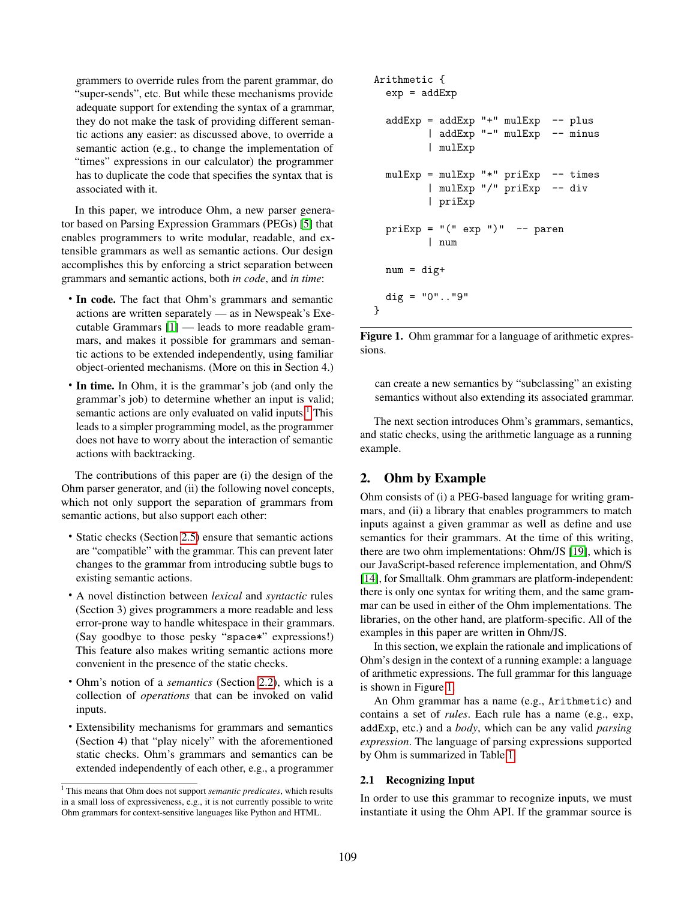grammers to override rules from the parent grammar, do "super-sends", etc. But while these mechanisms provide adequate support for extending the syntax of a grammar, they do not make the task of providing different semantic actions any easier: as discussed above, to override a semantic action (e.g., to change the implementation of "times" expressions in our calculator) the programmer has to duplicate the code that specifies the syntax that is associated with it.

In this paper, we introduce Ohm, a new parser generator based on Parsing Expression Grammars (PEGs) [5] that enables programmers to write modular, readable, and extensible grammars as well as semantic actions. Our design accomplishes this by enforcing a strict separation between grammars and semantic actions, both *in code*, and *in time*:

- **In code.** The fact that Ohm's grammars and semantic actions are written separately — as in Newspeak's Executable Grammars [1] — leads to more readable grammars, and makes it possible for grammars and semantic actions to be extended independently, using familiar object-oriented mechanisms. (More on this in Section 4.)
- **In time.** In Ohm, it is the grammar's job (and only the grammar's job) to determine whether an input is valid; semantic actions are only evaluated on valid inputs.[1] This leads to a simpler programming model, as the programmer does not have to worry about the interaction of semantic actions with backtracking.

The contributions of this paper are (i) the design of the Ohm parser generator, and (ii) the following novel concepts, which not only support the separation of grammars from semantic actions, but also support each other:

- Static checks (Section 2.5) ensure that semantic actions are "compatible" with the grammar. This can prevent later changes to the grammar from introducing subtle bugs to existing semantic actions.
- A novel distinction between *lexical* and *syntactic* rules (Section 3) gives programmers a more readable and less error-prone way to handle whitespace in their grammars. (Say goodbye to those pesky "`space*`" expressions!) This feature also makes writing semantic actions more convenient in the presence of the static checks.
- Ohm's notion of a *semantics* (Section 2.2), which is a collection of *operations* that can be invoked on valid inputs.
- Extensibility mechanisms for grammars and semantics (Section 4) that "play nicely" with the aforementioned static checks. Ohm's grammars and semantics can be extended independently of each other, e.g., a programmer can create a new semantics by "subclassing" an existing semantics without also extending its associated grammar.

```
Arithmetic {
  exp = addExp

  addExp = addExp "+" mulExp  -- plus
         | addExp "-" mulExp  -- minus
         | mulExp

  mulExp = mulExp "*" priExp  -- times
         | mulExp "/" priExp  -- div
         | priExp

  priExp = "(" exp ")"  -- paren
         | num

  num = dig+

  dig = "0".."9"
}
```

**Figure 1.** Ohm grammar for a language of arithmetic expressions.

The next section introduces Ohm's grammars, semantics, and static checks, using the arithmetic language as a running example.

## 2. Ohm by Example

Ohm consists of (i) a PEG-based language for writing grammars, and (ii) a library that enables programmers to match inputs against a given grammar as well as define and use semantics for their grammars. At the time of this writing, there are two ohm implementations: Ohm/JS [19], which is our JavaScript-based reference implementation, and Ohm/S [14], for Smalltalk. Ohm grammars are platform-independent: there is only one syntax for writing them, and the same grammar can be used in either of the Ohm implementations. The libraries, on the other hand, are platform-specific. All of the examples in this paper are written in Ohm/JS.

In this section, we explain the rationale and implications of Ohm's design in the context of a running example: a language of arithmetic expressions. The full grammar for this language is shown in Figure 1.

An Ohm grammar has a name (e.g., `Arithmetic`) and contains a set of *rules*. Each rule has a name (e.g., `exp`, `addExp`, etc.) and a *body*, which can be any valid *parsing expression*. The language of parsing expressions supported by Ohm is summarized in Table 1.

### 2.1 Recognizing Input

In order to use this grammar to recognize inputs, we must instantiate it using the Ohm API. If the grammar source is

[1] This means that Ohm does not support *semantic predicates*, which results in a small loss of expressiveness, e.g., it is not currently possible to write Ohm grammars for context-sensitive languages like Python and HTML.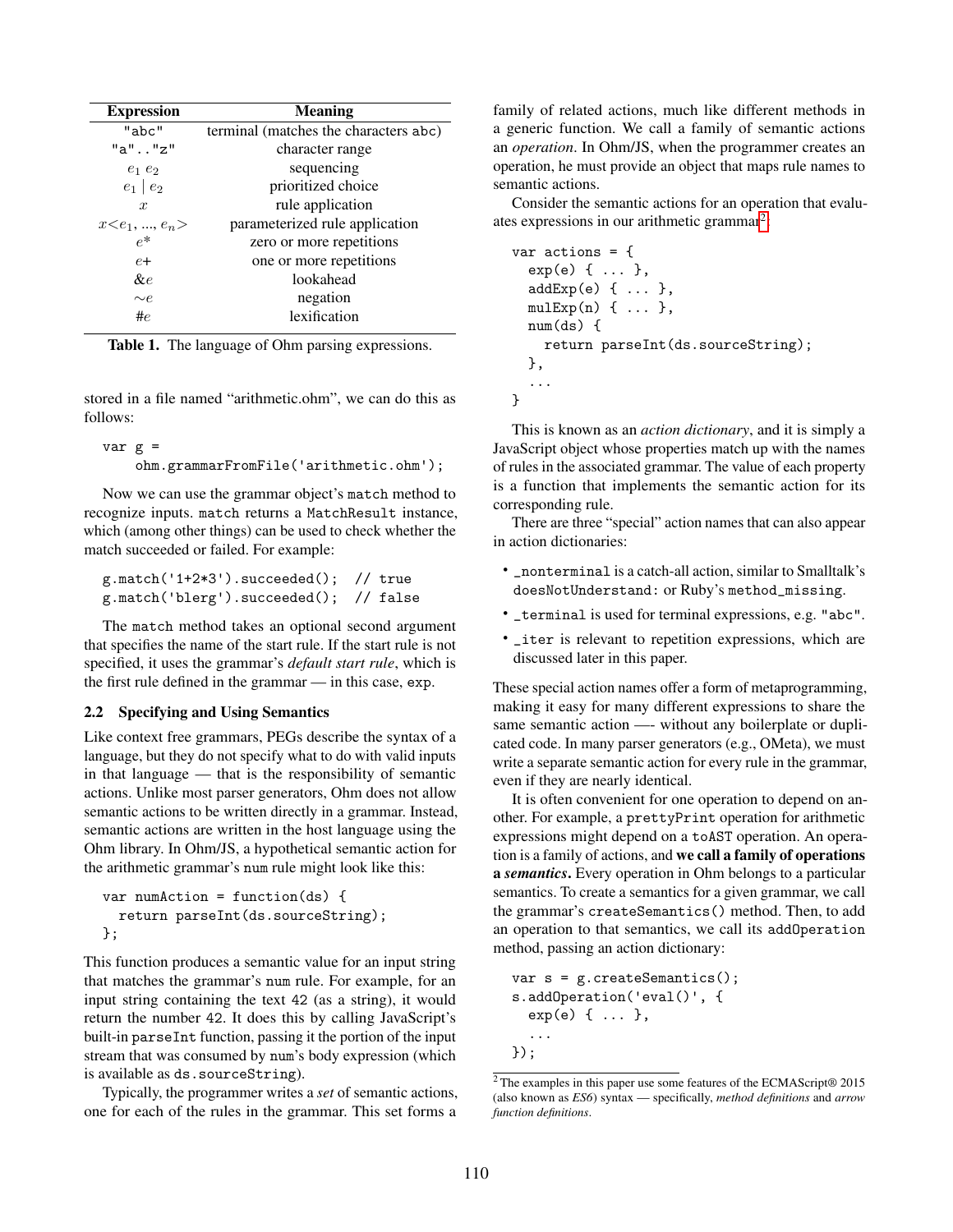| Expression | Meaning |
|---|---|
| "abc" | terminal (matches the characters abc) |
| "a".."z" | character range |
| $e_1$ $e_2$ | sequencing |
| $e_1$ \| $e_2$ | prioritized choice |
| $x$ | rule application |
| $x$<$e_1$, ..., $e_n$> | parameterized rule application |
| $e$* | zero or more repetitions |
| $e$+ | one or more repetitions |
| &$e$ | lookahead |
| ~$e$ | negation |
| #$e$ | lexification |

**Table 1.** The language of Ohm parsing expressions.

stored in a file named "arithmetic.ohm", we can do this as follows:

```
var g =
    ohm.grammarFromFile('arithmetic.ohm');
```

Now we can use the grammar object's `match` method to recognize inputs. `match` returns a `MatchResult` instance, which (among other things) can be used to check whether the match succeeded or failed. For example:

```
g.match('1+2*3').succeeded();  // true
g.match('blerg').succeeded();  // false
```

The `match` method takes an optional second argument that specifies the name of the start rule. If the start rule is not specified, it uses the grammar's *default start rule*, which is the first rule defined in the grammar — in this case, `exp`.

### 2.2 Specifying and Using Semantics

Like context free grammars, PEGs describe the syntax of a language, but they do not specify what to do with valid inputs in that language — that is the responsibility of semantic actions. Unlike most parser generators, Ohm does not allow semantic actions to be written directly in a grammar. Instead, semantic actions are written in the host language using the Ohm library. In Ohm/JS, a hypothetical semantic action for the arithmetic grammar's `num` rule might look like this:

```
var numAction = function(ds) {
  return parseInt(ds.sourceString);
};
```

This function produces a semantic value for an input string that matches the grammar's `num` rule. For example, for an input string containing the text 42 (as a string), it would return the number 42. It does this by calling JavaScript's built-in `parseInt` function, passing it the portion of the input stream that was consumed by `num`'s body expression (which is available as `ds.sourceString`).

Typically, the programmer writes a *set* of semantic actions, one for each of the rules in the grammar. This set forms a family of related actions, much like different methods in a generic function. We call a family of semantic actions an *operation*. In Ohm/JS, when the programmer creates an operation, he must provide an object that maps rule names to semantic actions.

Consider the semantic actions for an operation that evaluates expressions in our arithmetic grammar[2]:

```
var actions = {
  exp(e) { ... },
  addExp(e) { ... },
  mulExp(n) { ... },
  num(ds) {
    return parseInt(ds.sourceString);
  },
  ...
}
```

This is known as an *action dictionary*, and it is simply a JavaScript object whose properties match up with the names of rules in the associated grammar. The value of each property is a function that implements the semantic action for its corresponding rule.

There are three "special" action names that can also appear in action dictionaries:

- `_nonterminal` is a catch-all action, similar to Smalltalk's `doesNotUnderstand:` or Ruby's `method_missing`.
- `_terminal` is used for terminal expressions, e.g. `"abc"`.
- `_iter` is relevant to repetition expressions, which are discussed later in this paper.

These special action names offer a form of metaprogramming, making it easy for many different expressions to share the same semantic action —- without any boilerplate or duplicated code. In many parser generators (e.g., OMeta), we must write a separate semantic action for every rule in the grammar, even if they are nearly identical.

It is often convenient for one operation to depend on another. For example, a `prettyPrint` operation for arithmetic expressions might depend on a `toAST` operation. An operation is a family of actions, and **we call a family of operations a *semantics***. Every operation in Ohm belongs to a particular semantics. To create a semantics for a given grammar, we call the grammar's `createSemantics()` method. Then, to add an operation to that semantics, we call its `addOperation` method, passing an action dictionary:

```
var s = g.createSemantics();
s.addOperation('eval()', {
  exp(e) { ... },
  ...
});
```

[2] The examples in this paper use some features of the ECMAScript® 2015 (also known as *ES6*) syntax — specifically, *method definitions* and *arrow function definitions*.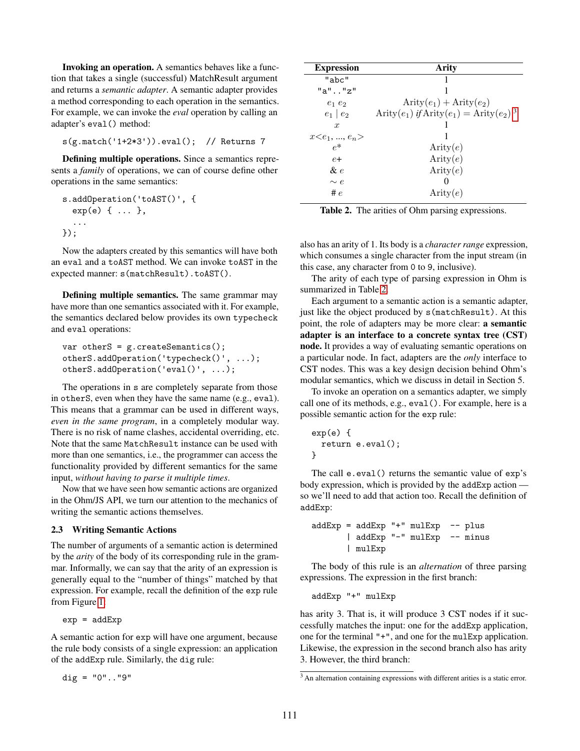**Invoking an operation.** A semantics behaves like a function that takes a single (successful) MatchResult argument and returns a *semantic adapter*. A semantic adapter provides a method corresponding to each operation in the semantics. For example, we can invoke the *eval* operation by calling an adapter's `eval()` method:

```
s(g.match('1+2*3')).eval();  // Returns 7
```

**Defining multiple operations.** Since a semantics represents a *family* of operations, we can of course define other operations in the same semantics:

```
s.addOperation('toAST()', {
  exp(e) { ... },
  ...
});
```

Now the adapters created by this semantics will have both an `eval` and a `toAST` method. We can invoke `toAST` in the expected manner: `s(matchResult).toAST()`.

**Defining multiple semantics.** The same grammar may have more than one semantics associated with it. For example, the semantics declared below provides its own `typecheck` and `eval` operations:

```
var otherS = g.createSemantics();
otherS.addOperation('typecheck()', ...);
otherS.addOperation('eval()', ...);
```

The operations in `s` are completely separate from those in `otherS`, even when they have the same name (e.g., `eval`). This means that a grammar can be used in different ways, *even in the same program*, in a completely modular way. There is no risk of name clashes, accidental overriding, etc. Note that the same `MatchResult` instance can be used with more than one semantics, i.e., the programmer can access the functionality provided by different semantics for the same input, *without having to parse it multiple times*.

Now that we have seen how semantic actions are organized in the Ohm/JS API, we turn our attention to the mechanics of writing the semantic actions themselves.

### 2.3 Writing Semantic Actions

The number of arguments of a semantic action is determined by the *arity* of the body of its corresponding rule in the grammar. Informally, we can say that the arity of an expression is generally equal to the "number of things" matched by that expression. For example, recall the definition of the `exp` rule from Figure 1:

```
exp = addExp
```

A semantic action for `exp` will have one argument, because the rule body consists of a single expression: an application of the `addExp` rule. Similarly, the `dig` rule:

```
dig = "0".."9"
```

also has an arity of 1. Its body is a *character range* expression, which consumes a single character from the input stream (in this case, any character from `0` to `9`, inclusive).

The arity of each type of parsing expression in Ohm is summarized in Table 2.

| Expression | Arity |
|---|---|
| `"abc"` | 1 |
| `"a".."z"` | 1 |
| $e_1\ e_2$ | $\text{Arity}(e_1) + \text{Arity}(e_2)$ |
| $e_1 \mid e_2$ | $\text{Arity}(e_1)$ *if* $\text{Arity}(e_1) = \text{Arity}(e_2)$ [3] |
| $x$ | 1 |
| $x$<$e_1$, ..., $e_n$> | 1 |
| $e$* | $\text{Arity}(e)$ |
| $e$+ | $\text{Arity}(e)$ |
| & $e$ | $\text{Arity}(e)$ |
| ~ $e$ | 0 |
| # $e$ | $\text{Arity}(e)$ |

**Table 2.** The arities of Ohm parsing expressions.

Each argument to a semantic action is a semantic adapter, just like the object produced by `s(matchResult)`. At this point, the role of adapters may be more clear: **a semantic adapter is an interface to a concrete syntax tree (CST) node.** It provides a way of evaluating semantic operations on a particular node. In fact, adapters are the *only* interface to CST nodes. This was a key design decision behind Ohm's modular semantics, which we discuss in detail in Section 5.

To invoke an operation on a semantics adapter, we simply call one of its methods, e.g., `eval()`. For example, here is a possible semantic action for the `exp` rule:

```
exp(e) {
  return e.eval();
}
```

The call `e.eval()` returns the semantic value of `exp`'s body expression, which is provided by the `addExp` action — so we'll need to add that action too. Recall the definition of `addExp`:

```
addExp = addExp "+" mulExp  -- plus
       | addExp "-" mulExp  -- minus
       | mulExp
```

The body of this rule is an *alternation* of three parsing expressions. The expression in the first branch:

```
addExp "+" mulExp
```

has arity 3. That is, it will produce 3 CST nodes if it successfully matches the input: one for the `addExp` application, one for the terminal `"+"`, and one for the `mulExp` application. Likewise, the expression in the second branch also has arity 3. However, the third branch:

[3] An alternation containing expressions with different arities is a static error.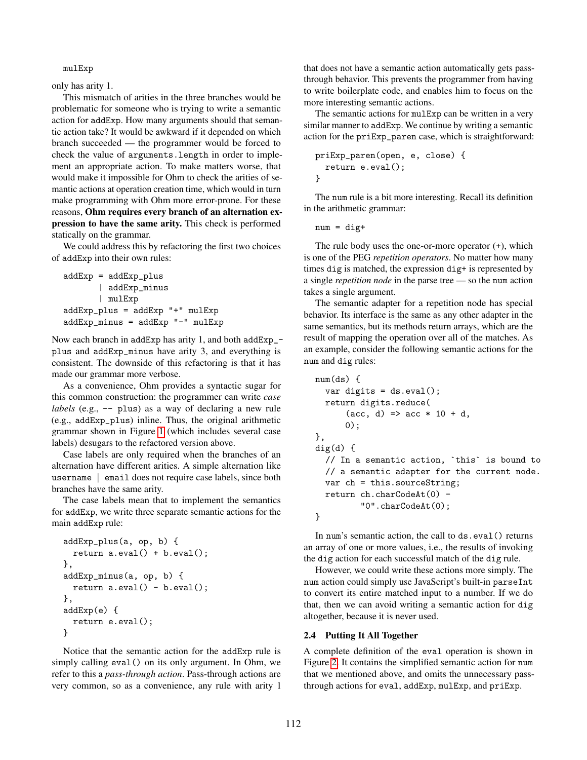```
mulExp
```

only has arity 1.

This mismatch of arities in the three branches would be problematic for someone who is trying to write a semantic action for addExp. How many arguments should that semantic action take? It would be awkward if it depended on which branch succeeded — the programmer would be forced to check the value of arguments.length in order to implement an appropriate action. To make matters worse, that would make it impossible for Ohm to check the arities of semantic actions at operation creation time, which would in turn make programming with Ohm more error-prone. For these reasons, **Ohm requires every branch of an alternation expression to have the same arity.** This check is performed statically on the grammar.

We could address this by refactoring the first two choices of addExp into their own rules:

```
addExp = addExp_plus
       | addExp_minus
       | mulExp
addExp_plus = addExp "+" mulExp
addExp_minus = addExp "-" mulExp
```

Now each branch in addExp has arity 1, and both addExp_plus and addExp_minus have arity 3, and everything is consistent. The downside of this refactoring is that it has made our grammar more verbose.

As a convenience, Ohm provides a syntactic sugar for this common construction: the programmer can write *case labels* (e.g., -- plus) as a way of declaring a new rule (e.g., addExp_plus) inline. Thus, the original arithmetic grammar shown in Figure 1 (which includes several case labels) desugars to the refactored version above.

Case labels are only required when the branches of an alternation have different arities. A simple alternation like username | email does not require case labels, since both branches have the same arity.

The case labels mean that to implement the semantics for addExp, we write three separate semantic actions for the main addExp rule:

```
addExp_plus(a, op, b) {
  return a.eval() + b.eval();
},
addExp_minus(a, op, b) {
  return a.eval() - b.eval();
},
addExp(e) {
  return e.eval();
}
```

Notice that the semantic action for the addExp rule is simply calling eval() on its only argument. In Ohm, we refer to this a *pass-through action*. Pass-through actions are very common, so as a convenience, any rule with arity 1 that does not have a semantic action automatically gets pass-through behavior. This prevents the programmer from having to write boilerplate code, and enables him to focus on the more interesting semantic actions.

The semantic actions for mulExp can be written in a very similar manner to addExp. We continue by writing a semantic action for the priExp_paren case, which is straightforward:

```
priExp_paren(open, e, close) {
  return e.eval();
}
```

The num rule is a bit more interesting. Recall its definition in the arithmetic grammar:

```
num = dig+
```

The rule body uses the one-or-more operator (+), which is one of the PEG *repetition operators*. No matter how many times dig is matched, the expression dig+ is represented by a single *repetition node* in the parse tree — so the num action takes a single argument.

The semantic adapter for a repetition node has special behavior. Its interface is the same as any other adapter in the same semantics, but its methods return arrays, which are the result of mapping the operation over all of the matches. As an example, consider the following semantic actions for the num and dig rules:

```
num(ds) {
  var digits = ds.eval();
  return digits.reduce(
      (acc, d) => acc * 10 + d,
      0);
},
dig(d) {
  // In a semantic action, `this` is bound to
  // a semantic adapter for the current node.
  var ch = this.sourceString;
  return ch.charCodeAt(0) -
         "0".charCodeAt(0);
}
```

In num's semantic action, the call to ds.eval() returns an array of one or more values, i.e., the results of invoking the dig action for each successful match of the dig rule.

However, we could write these actions more simply. The num action could simply use JavaScript's built-in parseInt to convert its entire matched input to a number. If we do that, then we can avoid writing a semantic action for dig altogether, because it is never used.

### 2.4 Putting It All Together

A complete definition of the eval operation is shown in Figure 2. It contains the simplified semantic action for num that we mentioned above, and omits the unnecessary pass-through actions for eval, addExp, mulExp, and priExp.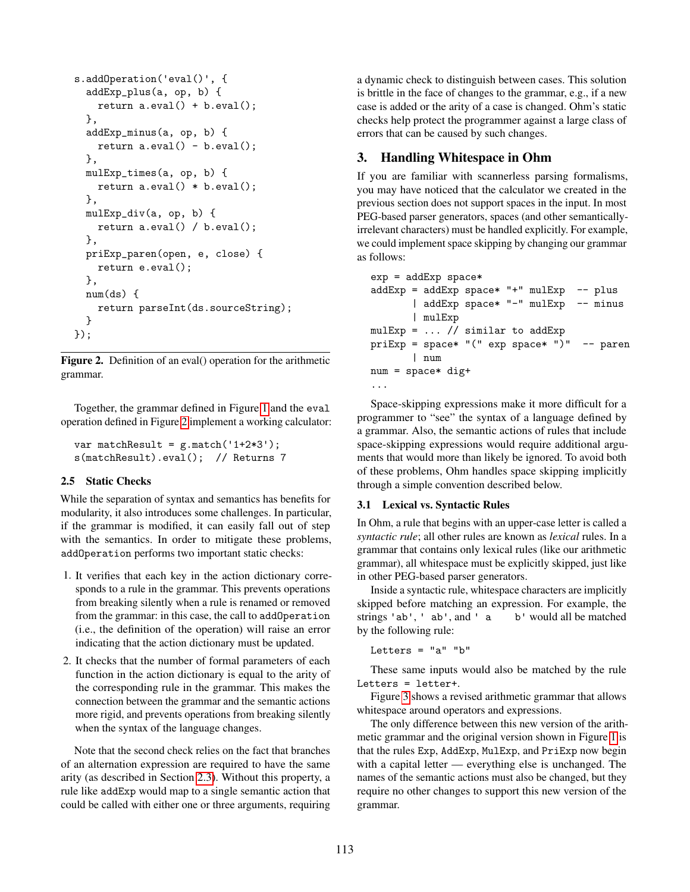```
s.addOperation('eval()', {
  addExp_plus(a, op, b) {
    return a.eval() + b.eval();
  },
  addExp_minus(a, op, b) {
    return a.eval() - b.eval();
  },
  mulExp_times(a, op, b) {
    return a.eval() * b.eval();
  },
  mulExp_div(a, op, b) {
    return a.eval() / b.eval();
  },
  priExp_paren(open, e, close) {
    return e.eval();
  },
  num(ds) {
    return parseInt(ds.sourceString);
  }
});
```

**Figure 2.** Definition of an eval() operation for the arithmetic grammar.

Together, the grammar defined in Figure 1 and the `eval` operation defined in Figure 2 implement a working calculator:

```
var matchResult = g.match('1+2*3');
s(matchResult).eval();  // Returns 7
```

### 2.5 Static Checks

While the separation of syntax and semantics has benefits for modularity, it also introduces some challenges. In particular, if the grammar is modified, it can easily fall out of step with the semantics. In order to mitigate these problems, `addOperation` performs two important static checks:

1. It verifies that each key in the action dictionary corresponds to a rule in the grammar. This prevents operations from breaking silently when a rule is renamed or removed from the grammar: in this case, the call to `addOperation` (i.e., the definition of the operation) will raise an error indicating that the action dictionary must be updated.
2. It checks that the number of formal parameters of each function in the action dictionary is equal to the arity of the corresponding rule in the grammar. This makes the connection between the grammar and the semantic actions more rigid, and prevents operations from breaking silently when the syntax of the language changes.

Note that the second check relies on the fact that branches of an alternation expression are required to have the same arity (as described in Section 2.3). Without this property, a rule like `addExp` would map to a single semantic action that could be called with either one or three arguments, requiring a dynamic check to distinguish between cases. This solution is brittle in the face of changes to the grammar, e.g., if a new case is added or the arity of a case is changed. Ohm's static checks help protect the programmer against a large class of errors that can be caused by such changes.

## 3. Handling Whitespace in Ohm

If you are familiar with scannerless parsing formalisms, you may have noticed that the calculator we created in the previous section does not support spaces in the input. In most PEG-based parser generators, spaces (and other semantically-irrelevant characters) must be handled explicitly. For example, we could implement space skipping by changing our grammar as follows:

```
exp = addExp space*
addExp = addExp space* "+" mulExp  -- plus
       | addExp space* "-" mulExp  -- minus
       | mulExp
mulExp = ... // similar to addExp
priExp = space* "(" exp space* ")"  -- paren
       | num
num = space* dig+
...
```

Space-skipping expressions make it more difficult for a programmer to "see" the syntax of a language defined by a grammar. Also, the semantic actions of rules that include space-skipping expressions would require additional arguments that would more than likely be ignored. To avoid both of these problems, Ohm handles space skipping implicitly through a simple convention described below.

### 3.1 Lexical vs. Syntactic Rules

In Ohm, a rule that begins with an upper-case letter is called a *syntactic rule*; all other rules are known as *lexical* rules. In a grammar that contains only lexical rules (like our arithmetic grammar), all whitespace must be explicitly skipped, just like in other PEG-based parser generators.

Inside a syntactic rule, whitespace characters are implicitly skipped before matching an expression. For example, the strings `'ab'`, `' ab'`, and `' a     b'` would all be matched by the following rule:

```
Letters = "a" "b"
```

These same inputs would also be matched by the rule `Letters = letter+`.

Figure 3 shows a revised arithmetic grammar that allows whitespace around operators and expressions.

The only difference between this new version of the arithmetic grammar and the original version shown in Figure 1 is that the rules `Exp`, `AddExp`, `MulExp`, and `PriExp` now begin with a capital letter — everything else is unchanged. The names of the semantic actions must also be changed, but they require no other changes to support this new version of the grammar.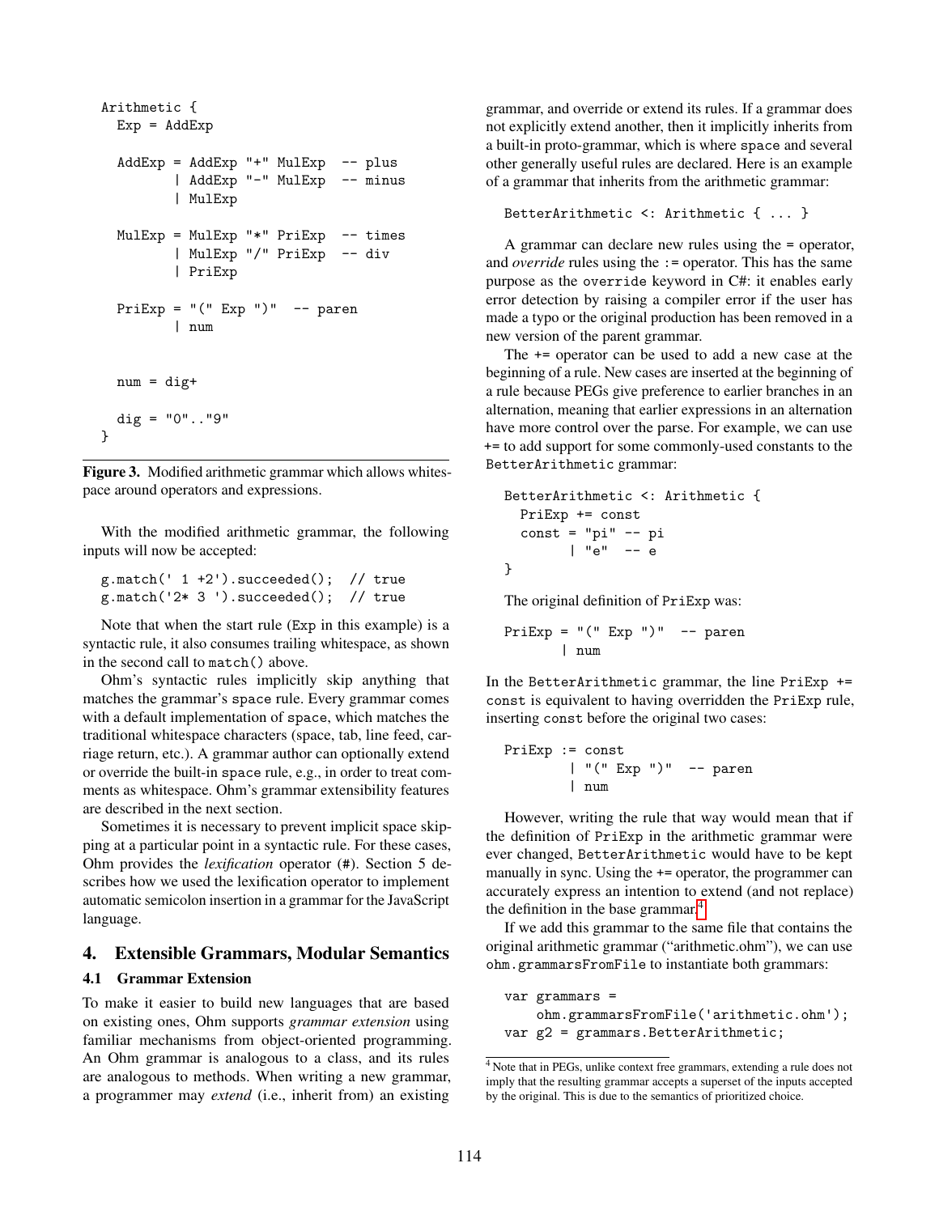```
Arithmetic {
  Exp = AddExp

  AddExp = AddExp "+" MulExp  -- plus
         | AddExp "-" MulExp  -- minus
         | MulExp

  MulExp = MulExp "*" PriExp  -- times
         | MulExp "/" PriExp  -- div
         | PriExp

  PriExp = "(" Exp ")"  -- paren
         | num


  num = dig+

  dig = "0".."9"
}
```

**Figure 3.** Modified arithmetic grammar which allows whitespace around operators and expressions.

With the modified arithmetic grammar, the following inputs will now be accepted:

```
g.match(' 1 +2').succeeded();  // true
g.match('2* 3 ').succeeded();  // true
```

Note that when the start rule (Exp in this example) is a syntactic rule, it also consumes trailing whitespace, as shown in the second call to `match()` above.

Ohm's syntactic rules implicitly skip anything that matches the grammar's `space` rule. Every grammar comes with a default implementation of `space`, which matches the traditional whitespace characters (space, tab, line feed, carriage return, etc.). A grammar author can optionally extend or override the built-in `space` rule, e.g., in order to treat comments as whitespace. Ohm's grammar extensibility features are described in the next section.

Sometimes it is necessary to prevent implicit space skipping at a particular point in a syntactic rule. For these cases, Ohm provides the *lexification* operator (#). Section 5 describes how we used the lexification operator to implement automatic semicolon insertion in a grammar for the JavaScript language.

## 4. Extensible Grammars, Modular Semantics

### 4.1 Grammar Extension

To make it easier to build new languages that are based on existing ones, Ohm supports *grammar extension* using familiar mechanisms from object-oriented programming. An Ohm grammar is analogous to a class, and its rules are analogous to methods. When writing a new grammar, a programmer may *extend* (i.e., inherit from) an existing grammar, and override or extend its rules. If a grammar does not explicitly extend another, then it implicitly inherits from a built-in proto-grammar, which is where `space` and several other generally useful rules are declared. Here is an example of a grammar that inherits from the arithmetic grammar:

```
BetterArithmetic <: Arithmetic { ... }
```

A grammar can declare new rules using the = operator, and *override* rules using the := operator. This has the same purpose as the `override` keyword in C#: it enables early error detection by raising a compiler error if the user has made a typo or the original production has been removed in a new version of the parent grammar.

The += operator can be used to add a new case at the beginning of a rule. New cases are inserted at the beginning of a rule because PEGs give preference to earlier branches in an alternation, meaning that earlier expressions in an alternation have more control over the parse. For example, we can use += to add support for some commonly-used constants to the `BetterArithmetic` grammar:

```
BetterArithmetic <: Arithmetic {
  PriExp += const
  const = "pi" -- pi
        | "e"  -- e
}
```

The original definition of `PriExp` was:

```
PriExp = "(" Exp ")"  -- paren
       | num
```

In the `BetterArithmetic` grammar, the line `PriExp += const` is equivalent to having overridden the `PriExp` rule, inserting `const` before the original two cases:

```
PriExp := const
        | "(" Exp ")"  -- paren
        | num
```

However, writing the rule that way would mean that if the definition of `PriExp` in the arithmetic grammar were ever changed, `BetterArithmetic` would have to be kept manually in sync. Using the += operator, the programmer can accurately express an intention to extend (and not replace) the definition in the base grammar.[4]

If we add this grammar to the same file that contains the original arithmetic grammar ("arithmetic.ohm"), we can use `ohm.grammarsFromFile` to instantiate both grammars:

```
var grammars =
    ohm.grammarsFromFile('arithmetic.ohm');
var g2 = grammars.BetterArithmetic;
```

[4] Note that in PEGs, unlike context free grammars, extending a rule does not imply that the resulting grammar accepts a superset of the inputs accepted by the original. This is due to the semantics of prioritized choice.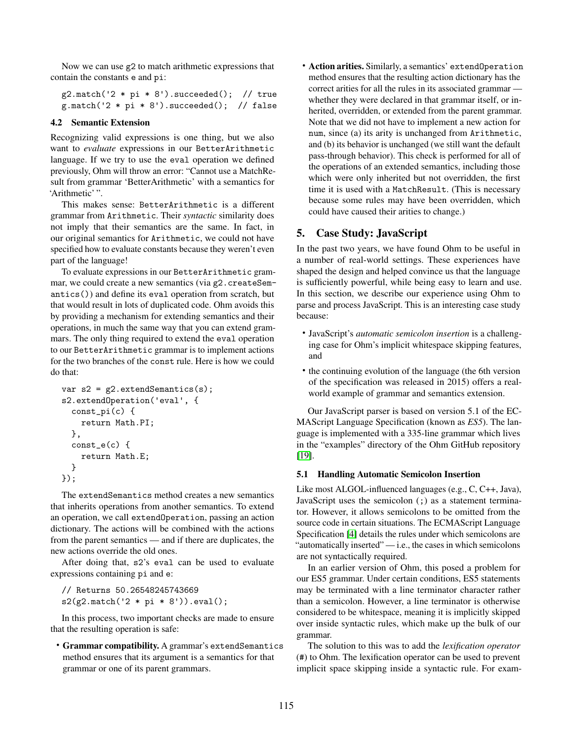Now we can use g2 to match arithmetic expressions that contain the constants e and pi:

```
g2.match('2 * pi * 8').succeeded();  // true
g.match('2 * pi * 8').succeeded();  // false
```

### 4.2 Semantic Extension

Recognizing valid expressions is one thing, but we also want to *evaluate* expressions in our BetterArithmetic language. If we try to use the eval operation we defined previously, Ohm will throw an error: "Cannot use a MatchResult from grammar 'BetterArithmetic' with a semantics for 'Arithmetic' ".

This makes sense: BetterArithmetic is a different grammar from Arithmetic. Their *syntactic* similarity does not imply that their semantics are the same. In fact, in our original semantics for Arithmetic, we could not have specified how to evaluate constants because they weren't even part of the language!

To evaluate expressions in our BetterArithmetic grammar, we could create a new semantics (via g2.createSemantics()) and define its eval operation from scratch, but that would result in lots of duplicated code. Ohm avoids this by providing a mechanism for extending semantics and their operations, in much the same way that you can extend grammars. The only thing required to extend the eval operation to our BetterArithmetic grammar is to implement actions for the two branches of the const rule. Here is how we could do that:

```
var s2 = g2.extendSemantics(s);
s2.extendOperation('eval', {
  const_pi(c) {
    return Math.PI;
  },
  const_e(c) {
    return Math.E;
  }
});
```

The extendSemantics method creates a new semantics that inherits operations from another semantics. To extend an operation, we call extendOperation, passing an action dictionary. The actions will be combined with the actions from the parent semantics — and if there are duplicates, the new actions override the old ones.

After doing that, s2's eval can be used to evaluate expressions containing pi and e:

```
// Returns 50.26548245743669
s2(g2.match('2 * pi * 8')).eval();
```

In this process, two important checks are made to ensure that the resulting operation is safe:

- **Grammar compatibility.** A grammar's extendSemantics method ensures that its argument is a semantics for that grammar or one of its parent grammars.
- **Action arities.** Similarly, a semantics' extendOperation method ensures that the resulting action dictionary has the correct arities for all the rules in its associated grammar — whether they were declared in that grammar itself, or inherited, overridden, or extended from the parent grammar. Note that we did not have to implement a new action for num, since (a) its arity is unchanged from Arithmetic, and (b) its behavior is unchanged (we still want the default pass-through behavior). This check is performed for all of the operations of an extended semantics, including those which were only inherited but not overridden, the first time it is used with a MatchResult. (This is necessary because some rules may have been overridden, which could have caused their arities to change.)

## 5. Case Study: JavaScript

In the past two years, we have found Ohm to be useful in a number of real-world settings. These experiences have shaped the design and helped convince us that the language is sufficiently powerful, while being easy to learn and use. In this section, we describe our experience using Ohm to parse and process JavaScript. This is an interesting case study because:

- JavaScript's *automatic semicolon insertion* is a challenging case for Ohm's implicit whitespace skipping features, and
- the continuing evolution of the language (the 6th version of the specification was released in 2015) offers a real-world example of grammar and semantics extension.

Our JavaScript parser is based on version 5.1 of the ECMAScript Language Specification (known as *ES5*). The language is implemented with a 335-line grammar which lives in the "examples" directory of the Ohm GitHub repository [19].

### 5.1 Handling Automatic Semicolon Insertion

Like most ALGOL-influenced languages (e.g., C, C++, Java), JavaScript uses the semicolon (;) as a statement terminator. However, it allows semicolons to be omitted from the source code in certain situations. The ECMAScript Language Specification [4] details the rules under which semicolons are "automatically inserted" — i.e., the cases in which semicolons are not syntactically required.

In an earlier version of Ohm, this posed a problem for our ES5 grammar. Under certain conditions, ES5 statements may be terminated with a line terminator character rather than a semicolon. However, a line terminator is otherwise considered to be whitespace, meaning it is implicitly skipped over inside syntactic rules, which make up the bulk of our grammar.

The solution to this was to add the *lexification operator* (#) to Ohm. The lexification operator can be used to prevent implicit space skipping inside a syntactic rule. For exam-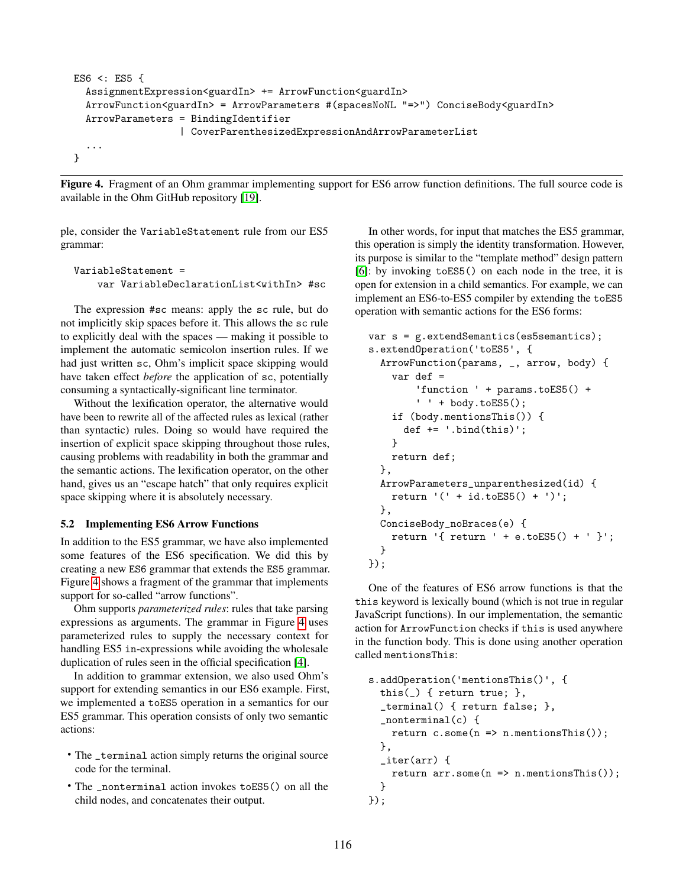```
ES6 <: ES5 {
  AssignmentExpression<guardIn> += ArrowFunction<guardIn>
  ArrowFunction<guardIn> = ArrowParameters #(spacesNoNL "=>") ConciseBody<guardIn>
  ArrowParameters = BindingIdentifier
                  | CoverParenthesizedExpressionAndArrowParameterList
  ...
}
```

**Figure 4.** Fragment of an Ohm grammar implementing support for ES6 arrow function definitions. The full source code is available in the Ohm GitHub repository [19].

ple, consider the `VariableStatement` rule from our ES5 grammar:

```
VariableStatement =
    var VariableDeclarationList<withIn> #sc
```

The expression `#sc` means: apply the `sc` rule, but do not implicitly skip spaces before it. This allows the `sc` rule to explicitly deal with the spaces — making it possible to implement the automatic semicolon insertion rules. If we had just written `sc`, Ohm's implicit space skipping would have taken effect *before* the application of `sc`, potentially consuming a syntactically-significant line terminator.

Without the lexification operator, the alternative would have been to rewrite all of the affected rules as lexical (rather than syntactic) rules. Doing so would have required the insertion of explicit space skipping throughout those rules, causing problems with readability in both the grammar and the semantic actions. The lexification operator, on the other hand, gives us an "escape hatch" that only requires explicit space skipping where it is absolutely necessary.

### 5.2 Implementing ES6 Arrow Functions

In addition to the ES5 grammar, we have also implemented some features of the ES6 specification. We did this by creating a new `ES6` grammar that extends the `ES5` grammar. Figure 4 shows a fragment of the grammar that implements support for so-called "arrow functions".

Ohm supports *parameterized rules*: rules that take parsing expressions as arguments. The grammar in Figure 4 uses parameterized rules to supply the necessary context for handling ES5 `in`-expressions while avoiding the wholesale duplication of rules seen in the official specification [4].

In addition to grammar extension, we also used Ohm's support for extending semantics in our ES6 example. First, we implemented a `toES5` operation in a semantics for our ES5 grammar. This operation consists of only two semantic actions:

- The `_terminal` action simply returns the original source code for the terminal.
- The `_nonterminal` action invokes `toES5()` on all the child nodes, and concatenates their output.

In other words, for input that matches the ES5 grammar, this operation is simply the identity transformation. However, its purpose is similar to the "template method" design pattern [6]: by invoking `toES5()` on each node in the tree, it is open for extension in a child semantics. For example, we can implement an ES6-to-ES5 compiler by extending the `toES5` operation with semantic actions for the ES6 forms:

```
var s = g.extendSemantics(es5semantics);
s.extendOperation('toES5', {
  ArrowFunction(params, _, arrow, body) {
    var def =
        'function ' + params.toES5() +
        ' ' + body.toES5();
    if (body.mentionsThis()) {
      def += '.bind(this)';
    }
    return def;
  },
  ArrowParameters_unparenthesized(id) {
    return '(' + id.toES5() + ')';
  },
  ConciseBody_noBraces(e) {
    return '{ return ' + e.toES5() + ' }';
  }
});
```

One of the features of ES6 arrow functions is that the `this` keyword is lexically bound (which is not true in regular JavaScript functions). In our implementation, the semantic action for `ArrowFunction` checks if `this` is used anywhere in the function body. This is done using another operation called `mentionsThis`:

```
s.addOperation('mentionsThis()', {
  this(_) { return true; },
  _terminal() { return false; },
  _nonterminal(c) {
    return c.some(n => n.mentionsThis());
  },
  _iter(arr) {
    return arr.some(n => n.mentionsThis());
  }
});
```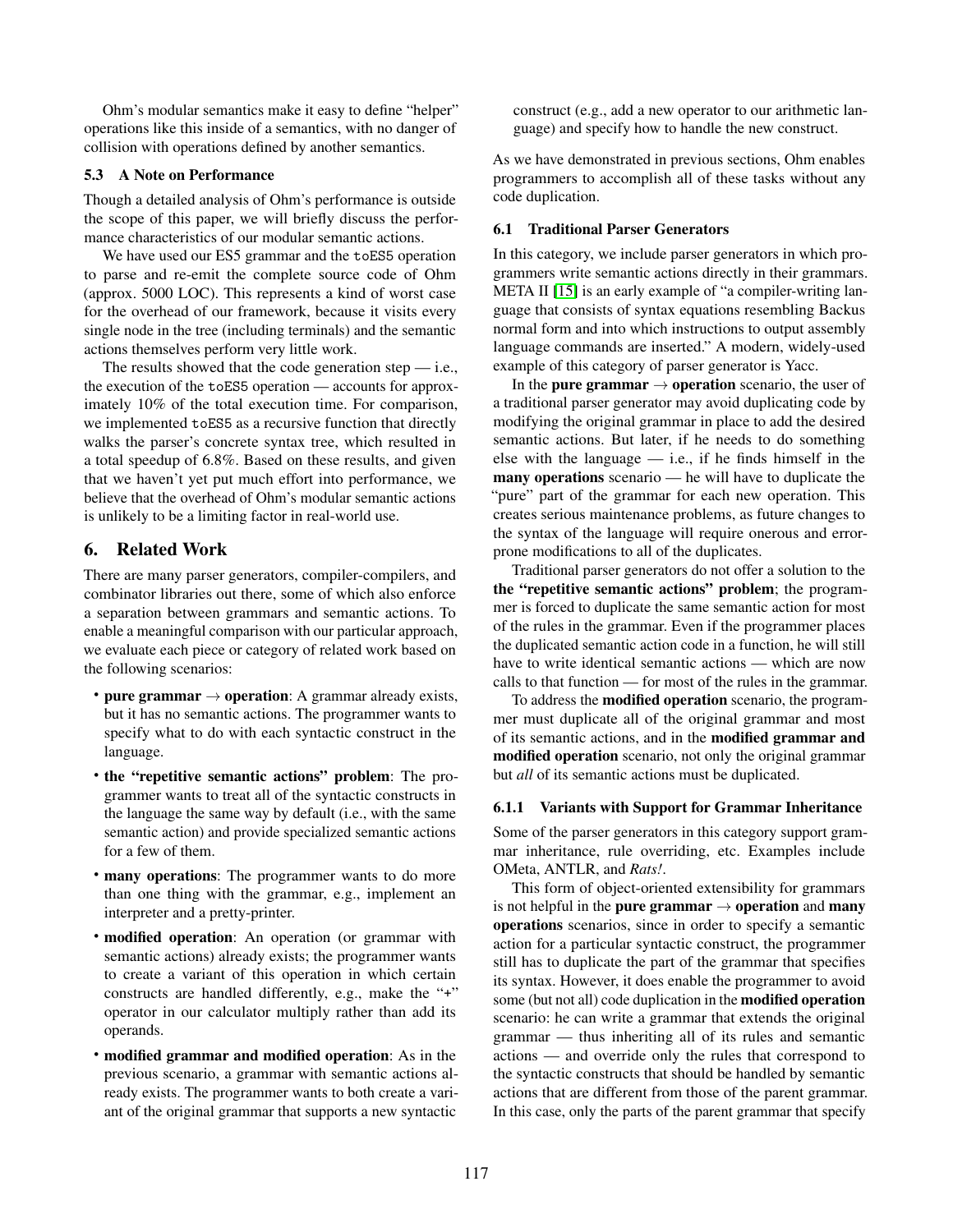Ohm's modular semantics make it easy to define "helper" operations like this inside of a semantics, with no danger of collision with operations defined by another semantics.

### 5.3 A Note on Performance

Though a detailed analysis of Ohm's performance is outside the scope of this paper, we will briefly discuss the performance characteristics of our modular semantic actions.

We have used our ES5 grammar and the `toES5` operation to parse and re-emit the complete source code of Ohm (approx. 5000 LOC). This represents a kind of worst case for the overhead of our framework, because it visits every single node in the tree (including terminals) and the semantic actions themselves perform very little work.

The results showed that the code generation step — i.e., the execution of the `toES5` operation — accounts for approximately 10% of the total execution time. For comparison, we implemented `toES5` as a recursive function that directly walks the parser's concrete syntax tree, which resulted in a total speedup of 6.8%. Based on these results, and given that we haven't yet put much effort into performance, we believe that the overhead of Ohm's modular semantic actions is unlikely to be a limiting factor in real-world use.

## 6. Related Work

There are many parser generators, compiler-compilers, and combinator libraries out there, some of which also enforce a separation between grammars and semantic actions. To enable a meaningful comparison with our particular approach, we evaluate each piece or category of related work based on the following scenarios:

- **pure grammar → operation**: A grammar already exists, but it has no semantic actions. The programmer wants to specify what to do with each syntactic construct in the language.
- **the "repetitive semantic actions" problem**: The programmer wants to treat all of the syntactic constructs in the language the same way by default (i.e., with the same semantic action) and provide specialized semantic actions for a few of them.
- **many operations**: The programmer wants to do more than one thing with the grammar, e.g., implement an interpreter and a pretty-printer.
- **modified operation**: An operation (or grammar with semantic actions) already exists; the programmer wants to create a variant of this operation in which certain constructs are handled differently, e.g., make the "+" operator in our calculator multiply rather than add its operands.
- **modified grammar and modified operation**: As in the previous scenario, a grammar with semantic actions already exists. The programmer wants to both create a variant of the original grammar that supports a new syntactic construct (e.g., add a new operator to our arithmetic language) and specify how to handle the new construct.

As we have demonstrated in previous sections, Ohm enables programmers to accomplish all of these tasks without any code duplication.

### 6.1 Traditional Parser Generators

In this category, we include parser generators in which programmers write semantic actions directly in their grammars. META II [15] is an early example of "a compiler-writing language that consists of syntax equations resembling Backus normal form and into which instructions to output assembly language commands are inserted." A modern, widely-used example of this category of parser generator is Yacc.

In the **pure grammar → operation** scenario, the user of a traditional parser generator may avoid duplicating code by modifying the original grammar in place to add the desired semantic actions. But later, if he needs to do something else with the language — i.e., if he finds himself in the **many operations** scenario — he will have to duplicate the "pure" part of the grammar for each new operation. This creates serious maintenance problems, as future changes to the syntax of the language will require onerous and error-prone modifications to all of the duplicates.

Traditional parser generators do not offer a solution to the **the "repetitive semantic actions" problem**; the programmer is forced to duplicate the same semantic action for most of the rules in the grammar. Even if the programmer places the duplicated semantic action code in a function, he will still have to write identical semantic actions — which are now calls to that function — for most of the rules in the grammar.

To address the **modified operation** scenario, the programmer must duplicate all of the original grammar and most of its semantic actions, and in the **modified grammar and modified operation** scenario, not only the original grammar but *all* of its semantic actions must be duplicated.

#### 6.1.1 Variants with Support for Grammar Inheritance

Some of the parser generators in this category support grammar inheritance, rule overriding, etc. Examples include OMeta, ANTLR, and *Rats!*.

This form of object-oriented extensibility for grammars is not helpful in the **pure grammar → operation** and **many operations** scenarios, since in order to specify a semantic action for a particular syntactic construct, the programmer still has to duplicate the part of the grammar that specifies its syntax. However, it does enable the programmer to avoid some (but not all) code duplication in the **modified operation** scenario: he can write a grammar that extends the original grammar — thus inheriting all of its rules and semantic actions — and override only the rules that correspond to the syntactic constructs that should be handled by semantic actions that are different from those of the parent grammar. In this case, only the parts of the parent grammar that specify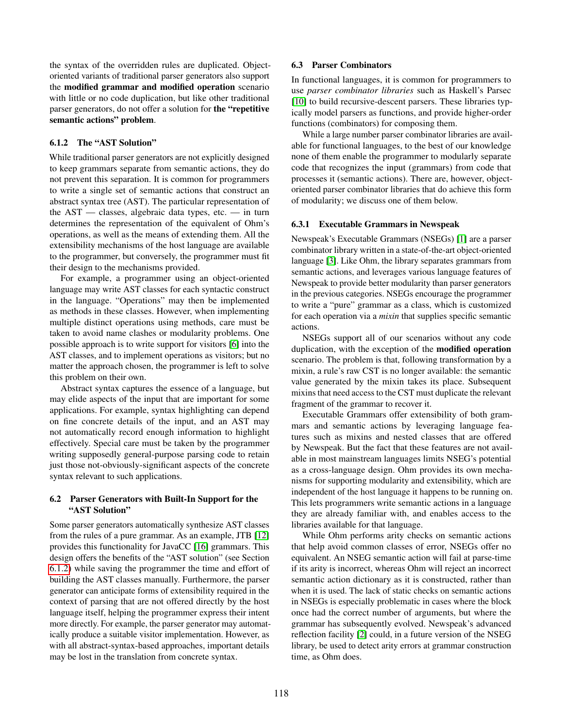the syntax of the overridden rules are duplicated. Object-oriented variants of traditional parser generators also support the **modified grammar and modified operation** scenario with little or no code duplication, but like other traditional parser generators, do not offer a solution for **the "repetitive semantic actions" problem**.

#### 6.1.2 The "AST Solution"

While traditional parser generators are not explicitly designed to keep grammars separate from semantic actions, they do not prevent this separation. It is common for programmers to write a single set of semantic actions that construct an abstract syntax tree (AST). The particular representation of the AST — classes, algebraic data types, etc. — in turn determines the representation of the equivalent of Ohm's operations, as well as the means of extending them. All the extensibility mechanisms of the host language are available to the programmer, but conversely, the programmer must fit their design to the mechanisms provided.

For example, a programmer using an object-oriented language may write AST classes for each syntactic construct in the language. "Operations" may then be implemented as methods in these classes. However, when implementing multiple distinct operations using methods, care must be taken to avoid name clashes or modularity problems. One possible approach is to write support for visitors [6] into the AST classes, and to implement operations as visitors; but no matter the approach chosen, the programmer is left to solve this problem on their own.

Abstract syntax captures the essence of a language, but may elide aspects of the input that are important for some applications. For example, syntax highlighting can depend on fine concrete details of the input, and an AST may not automatically record enough information to highlight effectively. Special care must be taken by the programmer writing supposedly general-purpose parsing code to retain just those not-obviously-significant aspects of the concrete syntax relevant to such applications.

### 6.2 Parser Generators with Built-In Support for the "AST Solution"

Some parser generators automatically synthesize AST classes from the rules of a pure grammar. As an example, JTB [12] provides this functionality for JavaCC [16] grammars. This design offers the benefits of the "AST solution" (see Section 6.1.2) while saving the programmer the time and effort of building the AST classes manually. Furthermore, the parser generator can anticipate forms of extensibility required in the context of parsing that are not offered directly by the host language itself, helping the programmer express their intent more directly. For example, the parser generator may automatically produce a suitable visitor implementation. However, as with all abstract-syntax-based approaches, important details may be lost in the translation from concrete syntax.

### 6.3 Parser Combinators

In functional languages, it is common for programmers to use *parser combinator libraries* such as Haskell's Parsec [10] to build recursive-descent parsers. These libraries typically model parsers as functions, and provide higher-order functions (combinators) for composing them.

While a large number parser combinator libraries are available for functional languages, to the best of our knowledge none of them enable the programmer to modularly separate code that recognizes the input (grammars) from code that processes it (semantic actions). There are, however, object-oriented parser combinator libraries that do achieve this form of modularity; we discuss one of them below.

#### 6.3.1 Executable Grammars in Newspeak

Newspeak's Executable Grammars (NSEGs) [1] are a parser combinator library written in a state-of-the-art object-oriented language [3]. Like Ohm, the library separates grammars from semantic actions, and leverages various language features of Newspeak to provide better modularity than parser generators in the previous categories. NSEGs encourage the programmer to write a "pure" grammar as a class, which is customized for each operation via a *mixin* that supplies specific semantic actions.

NSEGs support all of our scenarios without any code duplication, with the exception of the **modified operation** scenario. The problem is that, following transformation by a mixin, a rule's raw CST is no longer available: the semantic value generated by the mixin takes its place. Subsequent mixins that need access to the CST must duplicate the relevant fragment of the grammar to recover it.

Executable Grammars offer extensibility of both grammars and semantic actions by leveraging language features such as mixins and nested classes that are offered by Newspeak. But the fact that these features are not available in most mainstream languages limits NSEG's potential as a cross-language design. Ohm provides its own mechanisms for supporting modularity and extensibility, which are independent of the host language it happens to be running on. This lets programmers write semantic actions in a language they are already familiar with, and enables access to the libraries available for that language.

While Ohm performs arity checks on semantic actions that help avoid common classes of error, NSEGs offer no equivalent. An NSEG semantic action will fail at parse-time if its arity is incorrect, whereas Ohm will reject an incorrect semantic action dictionary as it is constructed, rather than when it is used. The lack of static checks on semantic actions in NSEGs is especially problematic in cases where the block once had the correct number of arguments, but where the grammar has subsequently evolved. Newspeak's advanced reflection facility [2] could, in a future version of the NSEG library, be used to detect arity errors at grammar construction time, as Ohm does.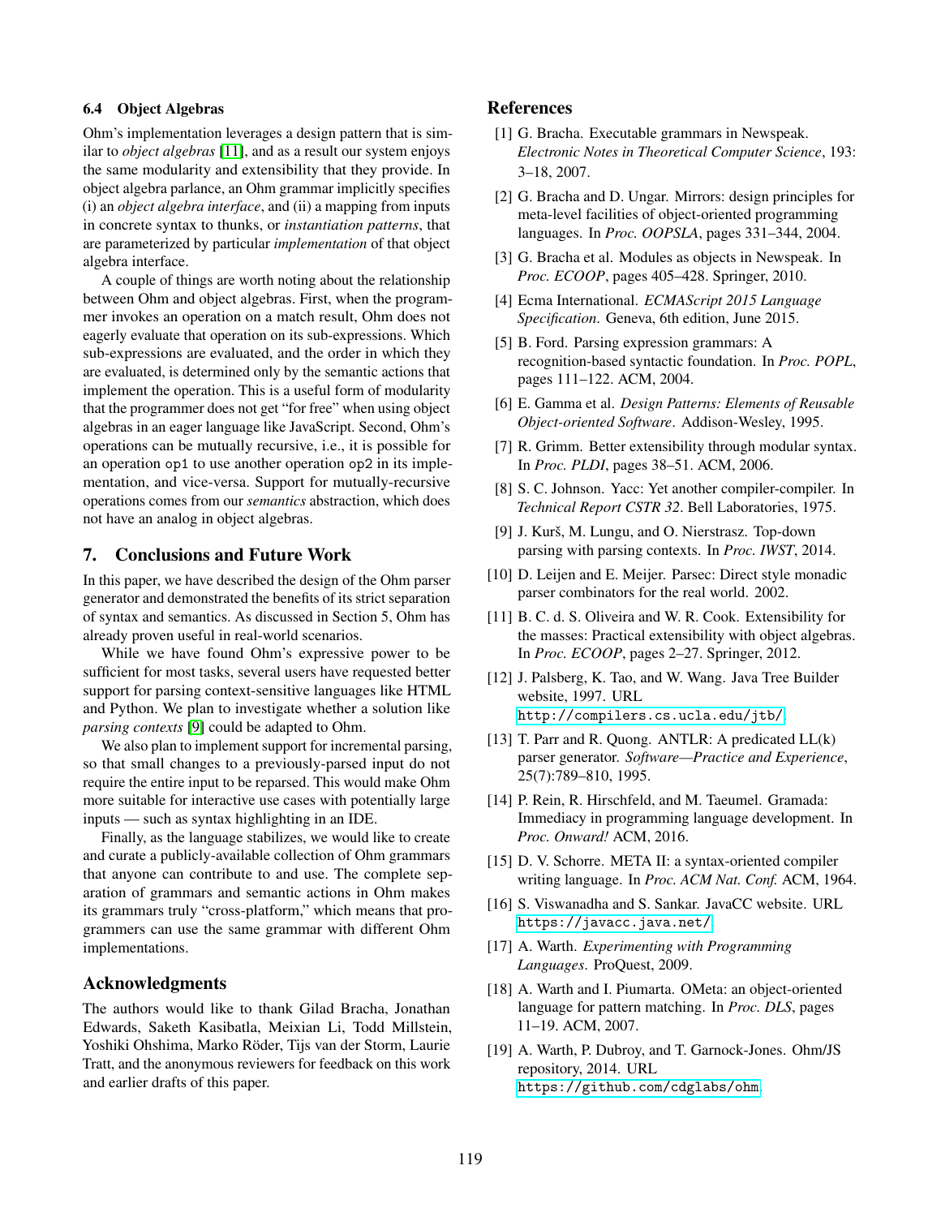### 6.4 Object Algebras

Ohm's implementation leverages a design pattern that is similar to *object algebras* [11], and as a result our system enjoys the same modularity and extensibility that they provide. In object algebra parlance, an Ohm grammar implicitly specifies (i) an *object algebra interface*, and (ii) a mapping from inputs in concrete syntax to thunks, or *instantiation patterns*, that are parameterized by particular *implementation* of that object algebra interface.

A couple of things are worth noting about the relationship between Ohm and object algebras. First, when the programmer invokes an operation on a match result, Ohm does not eagerly evaluate that operation on its sub-expressions. Which sub-expressions are evaluated, and the order in which they are evaluated, is determined only by the semantic actions that implement the operation. This is a useful form of modularity that the programmer does not get "for free" when using object algebras in an eager language like JavaScript. Second, Ohm's operations can be mutually recursive, i.e., it is possible for an operation `op1` to use another operation `op2` in its implementation, and vice-versa. Support for mutually-recursive operations comes from our *semantics* abstraction, which does not have an analog in object algebras.

## 7. Conclusions and Future Work

In this paper, we have described the design of the Ohm parser generator and demonstrated the benefits of its strict separation of syntax and semantics. As discussed in Section 5, Ohm has already proven useful in real-world scenarios.

While we have found Ohm's expressive power to be sufficient for most tasks, several users have requested better support for parsing context-sensitive languages like HTML and Python. We plan to investigate whether a solution like *parsing contexts* [9] could be adapted to Ohm.

We also plan to implement support for incremental parsing, so that small changes to a previously-parsed input do not require the entire input to be reparsed. This would make Ohm more suitable for interactive use cases with potentially large inputs — such as syntax highlighting in an IDE.

Finally, as the language stabilizes, we would like to create and curate a publicly-available collection of Ohm grammars that anyone can contribute to and use. The complete separation of grammars and semantic actions in Ohm makes its grammars truly "cross-platform," which means that programmers can use the same grammar with different Ohm implementations.

## Acknowledgments

The authors would like to thank Gilad Bracha, Jonathan Edwards, Saketh Kasibatla, Meixian Li, Todd Millstein, Yoshiki Ohshima, Marko Röder, Tijs van der Storm, Laurie Tratt, and the anonymous reviewers for feedback on this work and earlier drafts of this paper.

## References

[1] G. Bracha. Executable grammars in Newspeak. *Electronic Notes in Theoretical Computer Science*, 193: 3–18, 2007.

[2] G. Bracha and D. Ungar. Mirrors: design principles for meta-level facilities of object-oriented programming languages. In *Proc. OOPSLA*, pages 331–344, 2004.

[3] G. Bracha et al. Modules as objects in Newspeak. In *Proc. ECOOP*, pages 405–428. Springer, 2010.

[4] Ecma International. *ECMAScript 2015 Language Specification*. Geneva, 6th edition, June 2015.

[5] B. Ford. Parsing expression grammars: A recognition-based syntactic foundation. In *Proc. POPL*, pages 111–122. ACM, 2004.

[6] E. Gamma et al. *Design Patterns: Elements of Reusable Object-oriented Software*. Addison-Wesley, 1995.

[7] R. Grimm. Better extensibility through modular syntax. In *Proc. PLDI*, pages 38–51. ACM, 2006.

[8] S. C. Johnson. Yacc: Yet another compiler-compiler. In *Technical Report CSTR 32*. Bell Laboratories, 1975.

[9] J. Kurš, M. Lungu, and O. Nierstrasz. Top-down parsing with parsing contexts. In *Proc. IWST*, 2014.

[10] D. Leijen and E. Meijer. Parsec: Direct style monadic parser combinators for the real world. 2002.

[11] B. C. d. S. Oliveira and W. R. Cook. Extensibility for the masses: Practical extensibility with object algebras. In *Proc. ECOOP*, pages 2–27. Springer, 2012.

[12] J. Palsberg, K. Tao, and W. Wang. Java Tree Builder website, 1997. URL http://compilers.cs.ucla.edu/jtb/.

[13] T. Parr and R. Quong. ANTLR: A predicated LL(k) parser generator. *Software—Practice and Experience*, 25(7):789–810, 1995.

[14] P. Rein, R. Hirschfeld, and M. Taeumel. Gramada: Immediacy in programming language development. In *Proc. Onward!* ACM, 2016.

[15] D. V. Schorre. META II: a syntax-oriented compiler writing language. In *Proc. ACM Nat. Conf.* ACM, 1964.

[16] S. Viswanadha and S. Sankar. JavaCC website. URL https://javacc.java.net/.

[17] A. Warth. *Experimenting with Programming Languages*. ProQuest, 2009.

[18] A. Warth and I. Piumarta. OMeta: an object-oriented language for pattern matching. In *Proc. DLS*, pages 11–19. ACM, 2007.

[19] A. Warth, P. Dubroy, and T. Garnock-Jones. Ohm/JS repository, 2014. URL https://github.com/cdglabs/ohm.